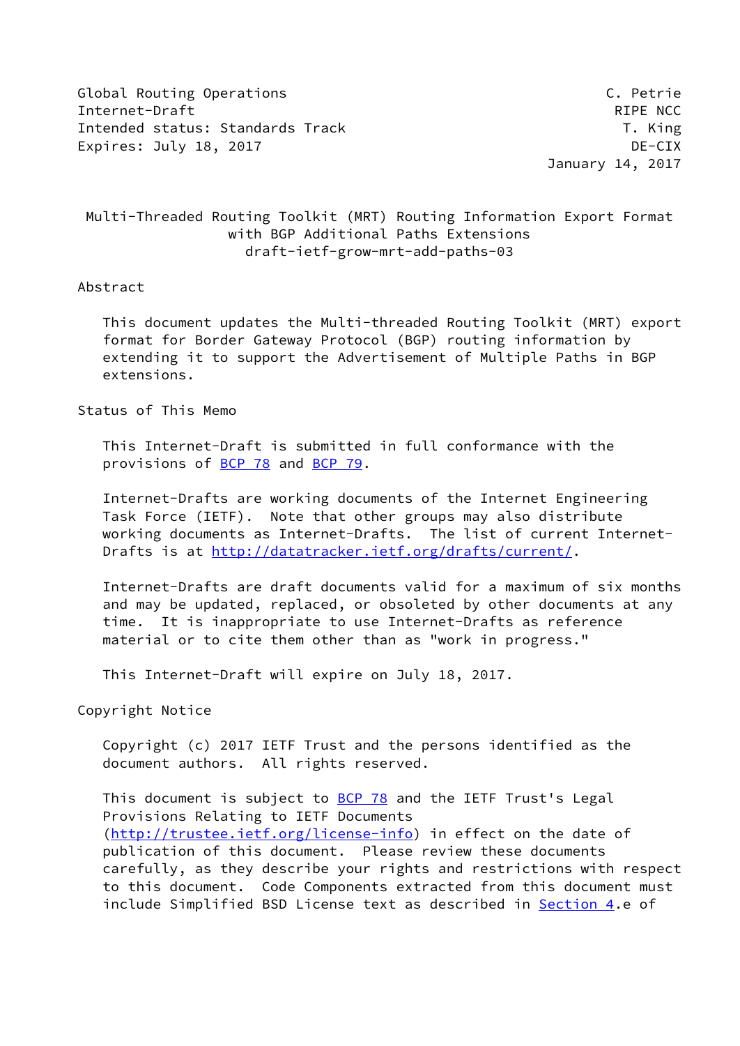Global Routing Operations                                      C. Petrie
Internet-Draft                                                  RIPE NCC
Intended status: Standards Track                                 T. King
Expires: July 18, 2017                                           DE-CIX
                                                        January 14, 2017

# Multi-Threaded Routing Toolkit (MRT) Routing Information Export Format with BGP Additional Paths Extensions
## draft-ietf-grow-mrt-add-paths-03

## Abstract

This document updates the Multi-threaded Routing Toolkit (MRT) export format for Border Gateway Protocol (BGP) routing information by extending it to support the Advertisement of Multiple Paths in BGP extensions.

## Status of This Memo

This Internet-Draft is submitted in full conformance with the provisions of BCP 78 and BCP 79.

Internet-Drafts are working documents of the Internet Engineering Task Force (IETF). Note that other groups may also distribute working documents as Internet-Drafts. The list of current Internet-Drafts is at http://datatracker.ietf.org/drafts/current/.

Internet-Drafts are draft documents valid for a maximum of six months and may be updated, replaced, or obsoleted by other documents at any time. It is inappropriate to use Internet-Drafts as reference material or to cite them other than as "work in progress."

This Internet-Draft will expire on July 18, 2017.

## Copyright Notice

Copyright (c) 2017 IETF Trust and the persons identified as the document authors. All rights reserved.

This document is subject to BCP 78 and the IETF Trust's Legal Provisions Relating to IETF Documents (http://trustee.ietf.org/license-info) in effect on the date of publication of this document. Please review these documents carefully, as they describe your rights and restrictions with respect to this document. Code Components extracted from this document must include Simplified BSD License text as described in Section 4.e of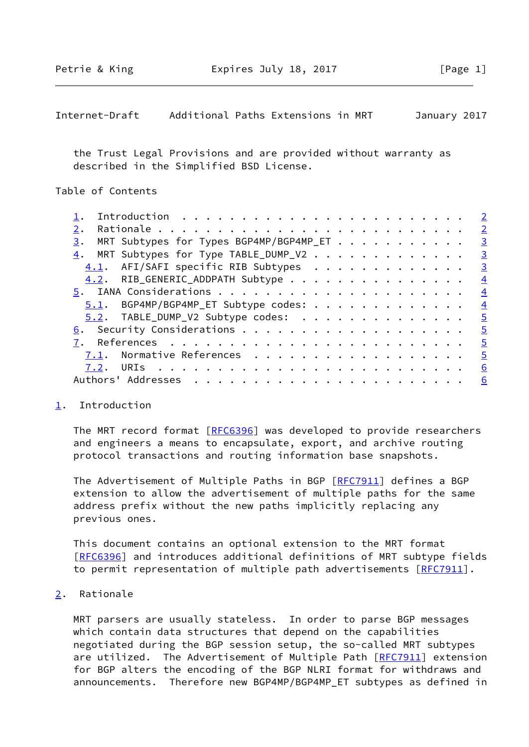the Trust Legal Provisions and are provided without warranty as described in the Simplified BSD License.

## Table of Contents

1. Introduction . . . . . . . . . . . . . . . . . . . . . . . . 2
2. Rationale . . . . . . . . . . . . . . . . . . . . . . . . . . 2
3. MRT Subtypes for Types BGP4MP/BGP4MP_ET . . . . . . . . . . . 3
4. MRT Subtypes for Type TABLE_DUMP_V2 . . . . . . . . . . . . . 3
   4.1. AFI/SAFI specific RIB Subtypes . . . . . . . . . . . . . 3
   4.2. RIB_GENERIC_ADDPATH Subtype . . . . . . . . . . . . . . . 4
5. IANA Considerations . . . . . . . . . . . . . . . . . . . . . 4
   5.1. BGP4MP/BGP4MP_ET Subtype codes: . . . . . . . . . . . . . 4
   5.2. TABLE_DUMP_V2 Subtype codes: . . . . . . . . . . . . . . 5
6. Security Considerations . . . . . . . . . . . . . . . . . . . 5
7. References . . . . . . . . . . . . . . . . . . . . . . . . . 5
   7.1. Normative References . . . . . . . . . . . . . . . . . . 5
   7.2. URIs . . . . . . . . . . . . . . . . . . . . . . . . . . 6
Authors' Addresses . . . . . . . . . . . . . . . . . . . . . . . 6

## 1. Introduction

The MRT record format [RFC6396] was developed to provide researchers and engineers a means to encapsulate, export, and archive routing protocol transactions and routing information base snapshots.

The Advertisement of Multiple Paths in BGP [RFC7911] defines a BGP extension to allow the advertisement of multiple paths for the same address prefix without the new paths implicitly replacing any previous ones.

This document contains an optional extension to the MRT format [RFC6396] and introduces additional definitions of MRT subtype fields to permit representation of multiple path advertisements [RFC7911].

## 2. Rationale

MRT parsers are usually stateless. In order to parse BGP messages which contain data structures that depend on the capabilities negotiated during the BGP session setup, the so-called MRT subtypes are utilized. The Advertisement of Multiple Path [RFC7911] extension for BGP alters the encoding of the BGP NLRI format for withdraws and announcements. Therefore new BGP4MP/BGP4MP_ET subtypes as defined in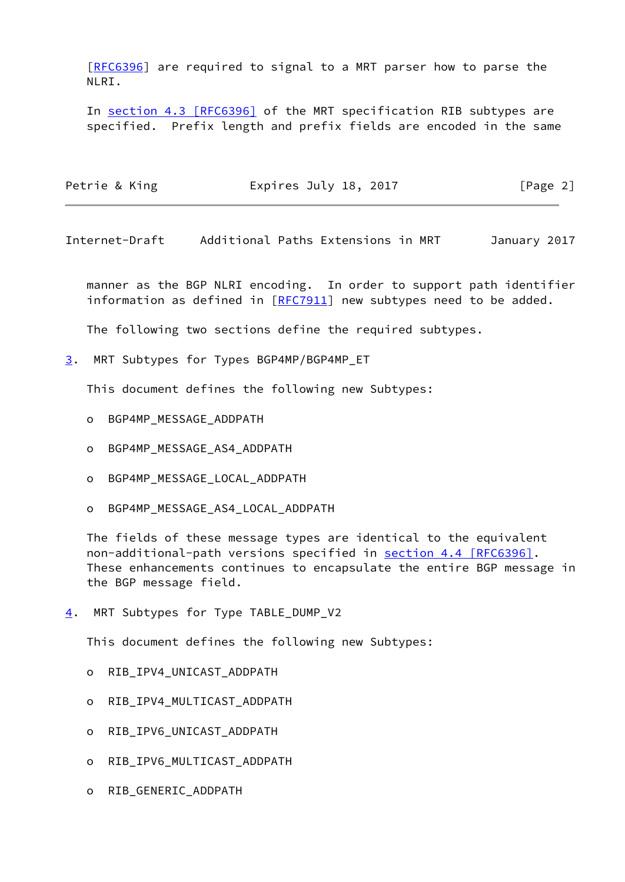[RFC6396] are required to signal to a MRT parser how to parse the NLRI.

In section 4.3 [RFC6396] of the MRT specification RIB subtypes are specified. Prefix length and prefix fields are encoded in the same manner as the BGP NLRI encoding. In order to support path identifier information as defined in [RFC7911] new subtypes need to be added.

The following two sections define the required subtypes.

## 3. MRT Subtypes for Types BGP4MP/BGP4MP_ET

This document defines the following new Subtypes:

- BGP4MP_MESSAGE_ADDPATH
- BGP4MP_MESSAGE_AS4_ADDPATH
- BGP4MP_MESSAGE_LOCAL_ADDPATH
- BGP4MP_MESSAGE_AS4_LOCAL_ADDPATH

The fields of these message types are identical to the equivalent non-additional-path versions specified in section 4.4 [RFC6396]. These enhancements continues to encapsulate the entire BGP message in the BGP message field.

## 4. MRT Subtypes for Type TABLE_DUMP_V2

This document defines the following new Subtypes:

- RIB_IPV4_UNICAST_ADDPATH
- RIB_IPV4_MULTICAST_ADDPATH
- RIB_IPV6_UNICAST_ADDPATH
- RIB_IPV6_MULTICAST_ADDPATH
- RIB_GENERIC_ADDPATH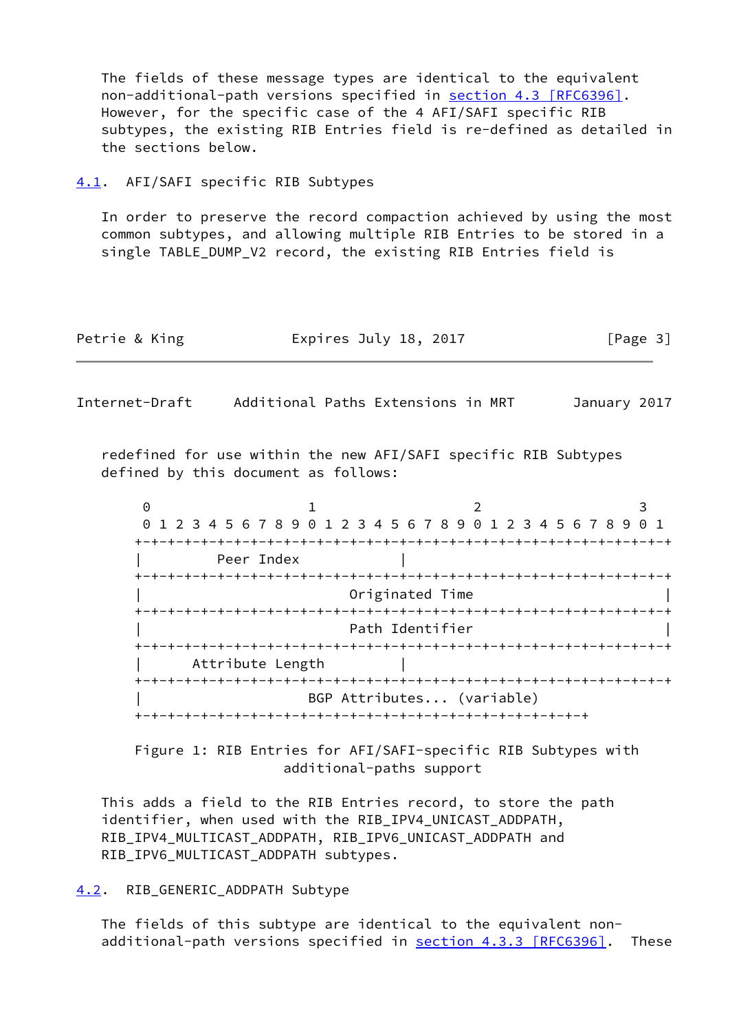The fields of these message types are identical to the equivalent non-additional-path versions specified in section 4.3 [RFC6396]. However, for the specific case of the 4 AFI/SAFI specific RIB subtypes, the existing RIB Entries field is re-defined as detailed in the sections below.

## 4.1. AFI/SAFI specific RIB Subtypes

In order to preserve the record compaction achieved by using the most common subtypes, and allowing multiple RIB Entries to be stored in a single TABLE_DUMP_V2 record, the existing RIB Entries field is redefined for use within the new AFI/SAFI specific RIB Subtypes defined by this document as follows:

```
 0                   1                   2                   3
 0 1 2 3 4 5 6 7 8 9 0 1 2 3 4 5 6 7 8 9 0 1 2 3 4 5 6 7 8 9 0 1
+-+-+-+-+-+-+-+-+-+-+-+-+-+-+-+-+-+-+-+-+-+-+-+-+-+-+-+-+-+-+-+-+
|         Peer Index            |
+-+-+-+-+-+-+-+-+-+-+-+-+-+-+-+-+-+-+-+-+-+-+-+-+-+-+-+-+-+-+-+-+
|                         Originated Time                       |
+-+-+-+-+-+-+-+-+-+-+-+-+-+-+-+-+-+-+-+-+-+-+-+-+-+-+-+-+-+-+-+-+
|                         Path Identifier                       |
+-+-+-+-+-+-+-+-+-+-+-+-+-+-+-+-+-+-+-+-+-+-+-+-+-+-+-+-+-+-+-+-+
|      Attribute Length         |
+-+-+-+-+-+-+-+-+-+-+-+-+-+-+-+-+-+-+-+-+-+-+-+-+-+-+-+-+-+-+-+-+
|                    BGP Attributes... (variable)
+-+-+-+-+-+-+-+-+-+-+-+-+-+-+-+-+-+-+-+-+-+-+-+-+-+-+-+-+-+
```

Figure 1: RIB Entries for AFI/SAFI-specific RIB Subtypes with additional-paths support

This adds a field to the RIB Entries record, to store the path identifier, when used with the RIB_IPV4_UNICAST_ADDPATH, RIB_IPV4_MULTICAST_ADDPATH, RIB_IPV6_UNICAST_ADDPATH and RIB_IPV6_MULTICAST_ADDPATH subtypes.

## 4.2. RIB_GENERIC_ADDPATH Subtype

The fields of this subtype are identical to the equivalent non-additional-path versions specified in section 4.3.3 [RFC6396]. These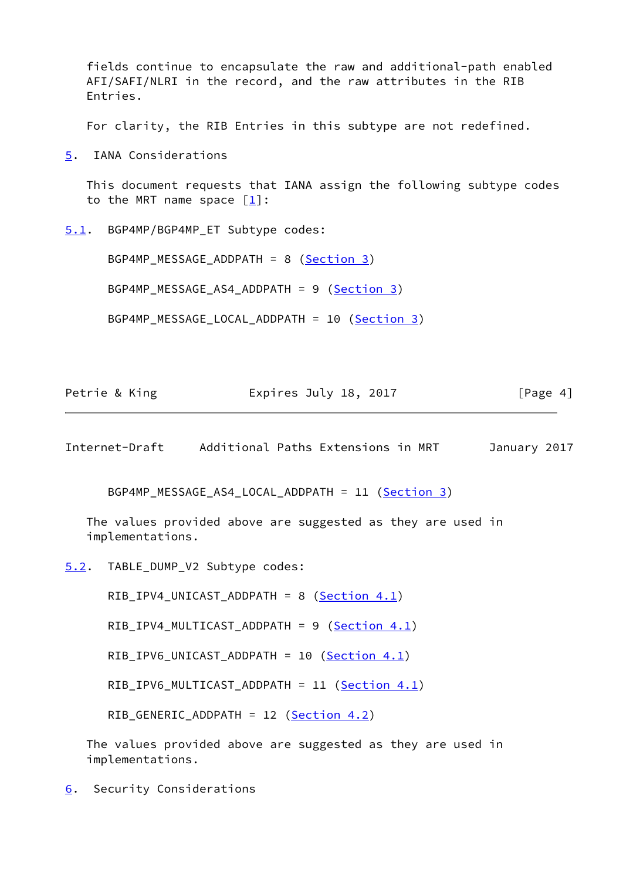fields continue to encapsulate the raw and additional-path enabled AFI/SAFI/NLRI in the record, and the raw attributes in the RIB Entries.

For clarity, the RIB Entries in this subtype are not redefined.

## 5. IANA Considerations

This document requests that IANA assign the following subtype codes to the MRT name space [1]:

### 5.1. BGP4MP/BGP4MP_ET Subtype codes:

BGP4MP_MESSAGE_ADDPATH = 8 (Section 3)

BGP4MP_MESSAGE_AS4_ADDPATH = 9 (Section 3)

BGP4MP_MESSAGE_LOCAL_ADDPATH = 10 (Section 3)

BGP4MP_MESSAGE_AS4_LOCAL_ADDPATH = 11 (Section 3)

The values provided above are suggested as they are used in implementations.

### 5.2. TABLE_DUMP_V2 Subtype codes:

RIB_IPV4_UNICAST_ADDPATH = 8 (Section 4.1)

RIB_IPV4_MULTICAST_ADDPATH = 9 (Section 4.1)

RIB_IPV6_UNICAST_ADDPATH = 10 (Section 4.1)

RIB_IPV6_MULTICAST_ADDPATH = 11 (Section 4.1)

RIB_GENERIC_ADDPATH = 12 (Section 4.2)

The values provided above are suggested as they are used in implementations.

## 6. Security Considerations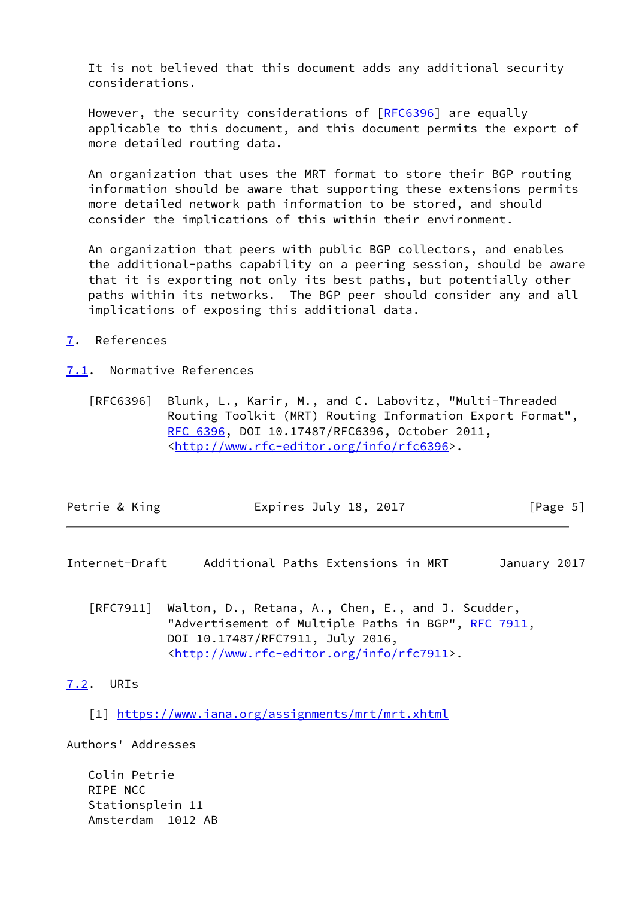It is not believed that this document adds any additional security considerations.

However, the security considerations of [RFC6396] are equally applicable to this document, and this document permits the export of more detailed routing data.

An organization that uses the MRT format to store their BGP routing information should be aware that supporting these extensions permits more detailed network path information to be stored, and should consider the implications of this within their environment.

An organization that peers with public BGP collectors, and enables the additional-paths capability on a peering session, should be aware that it is exporting not only its best paths, but potentially other paths within its networks. The BGP peer should consider any and all implications of exposing this additional data.

## 7. References

### 7.1. Normative References

[RFC6396] Blunk, L., Karir, M., and C. Labovitz, "Multi-Threaded Routing Toolkit (MRT) Routing Information Export Format", RFC 6396, DOI 10.17487/RFC6396, October 2011, <http://www.rfc-editor.org/info/rfc6396>.

[RFC7911] Walton, D., Retana, A., Chen, E., and J. Scudder, "Advertisement of Multiple Paths in BGP", RFC 7911, DOI 10.17487/RFC7911, July 2016, <http://www.rfc-editor.org/info/rfc7911>.

### 7.2. URIs

[1] https://www.iana.org/assignments/mrt/mrt.xhtml

## Authors' Addresses

Colin Petrie
RIPE NCC
Stationsplein 11
Amsterdam 1012 AB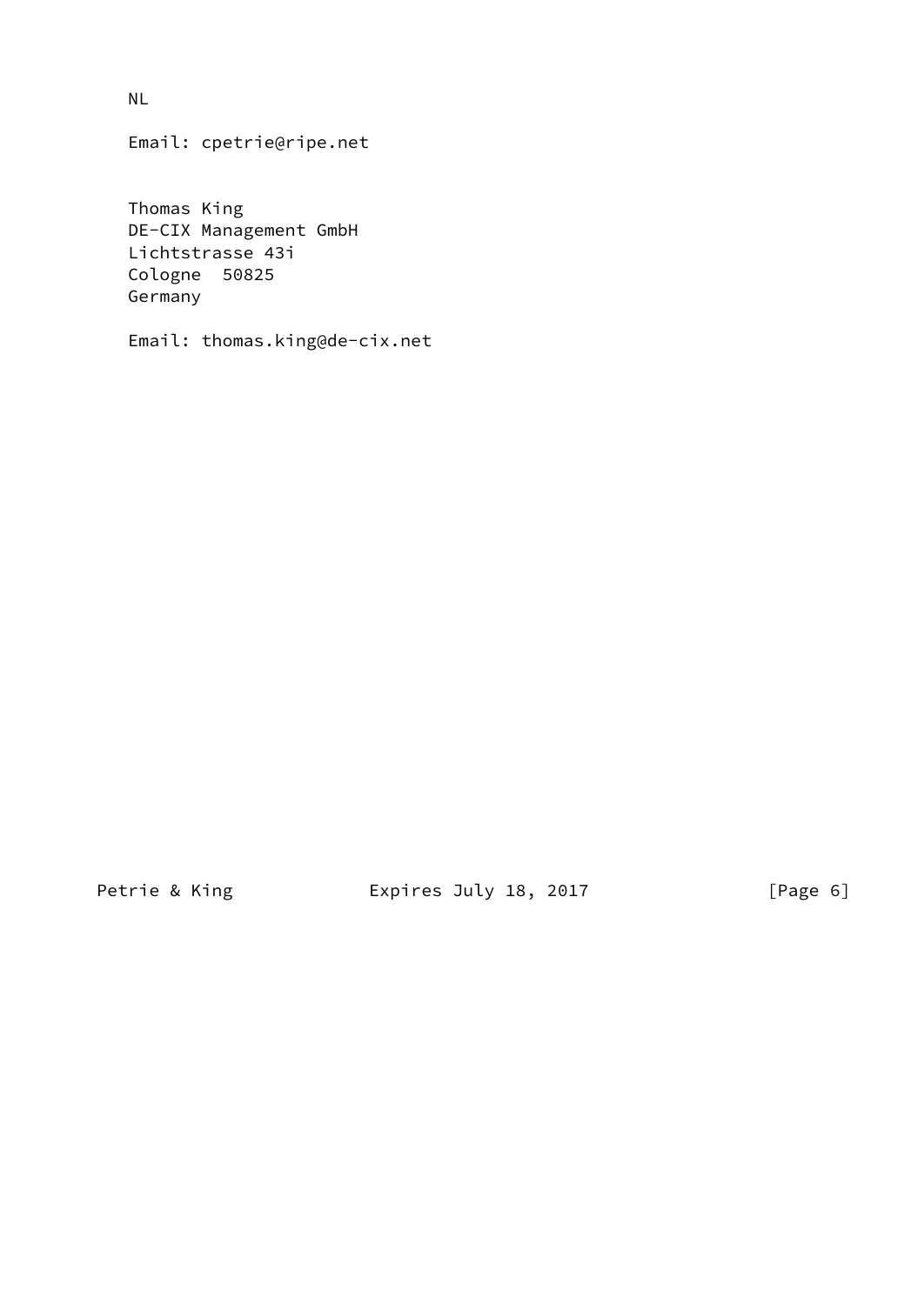NL

Email: cpetrie@ripe.net

Thomas King
DE-CIX Management GmbH
Lichtstrasse 43i
Cologne  50825
Germany

Email: thomas.king@de-cix.net